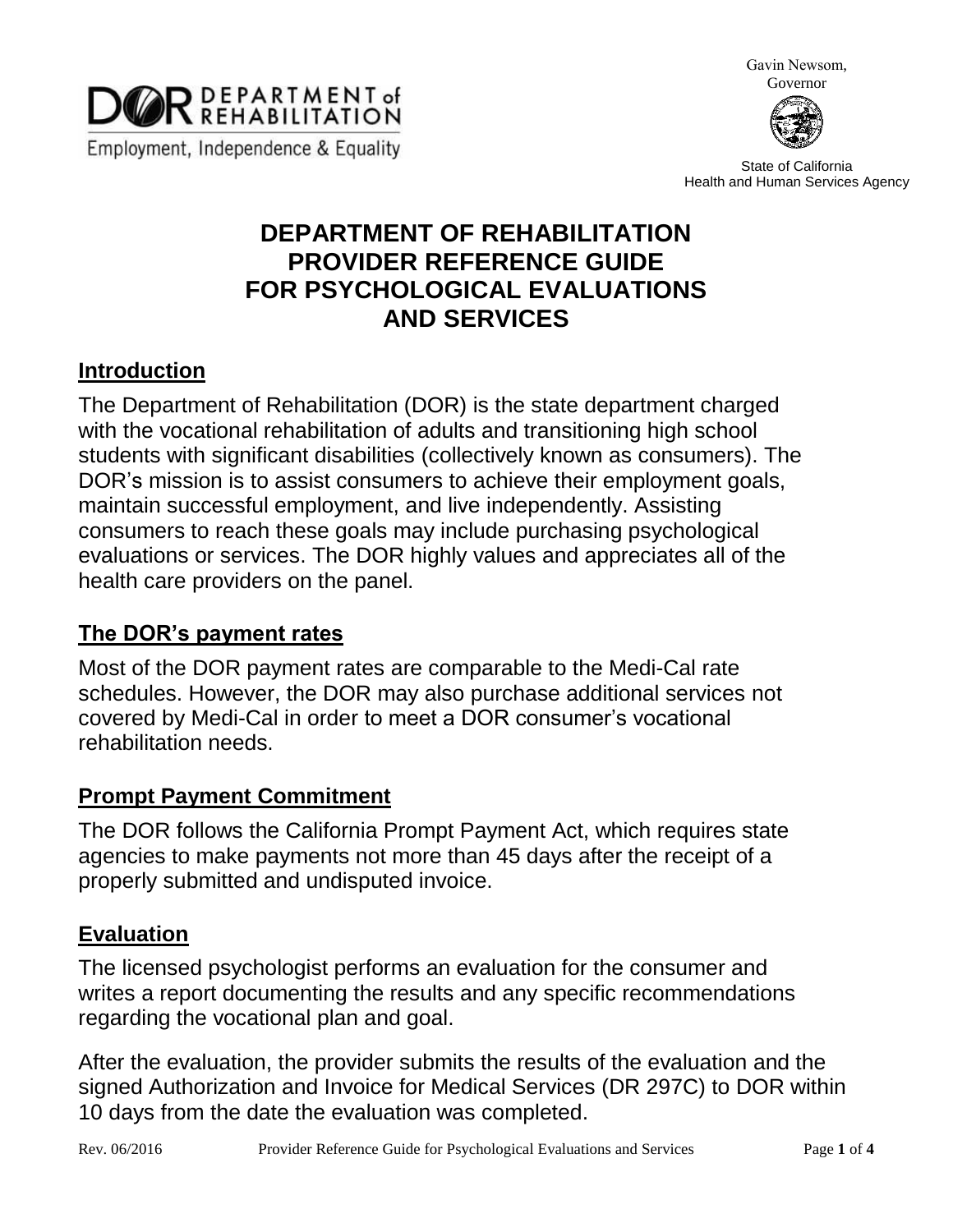DEPARTMENT of REHABILITATION
Employment, Independence & Equality

Gavin Newsom,
Governor

State of California
Health and Human Services Agency

# DEPARTMENT OF REHABILITATION PROVIDER REFERENCE GUIDE FOR PSYCHOLOGICAL EVALUATIONS AND SERVICES

## Introduction

The Department of Rehabilitation (DOR) is the state department charged with the vocational rehabilitation of adults and transitioning high school students with significant disabilities (collectively known as consumers). The DOR's mission is to assist consumers to achieve their employment goals, maintain successful employment, and live independently. Assisting consumers to reach these goals may include purchasing psychological evaluations or services. The DOR highly values and appreciates all of the health care providers on the panel.

## The DOR's payment rates

Most of the DOR payment rates are comparable to the Medi-Cal rate schedules. However, the DOR may also purchase additional services not covered by Medi-Cal in order to meet a DOR consumer's vocational rehabilitation needs.

## Prompt Payment Commitment

The DOR follows the California Prompt Payment Act, which requires state agencies to make payments not more than 45 days after the receipt of a properly submitted and undisputed invoice.

## Evaluation

The licensed psychologist performs an evaluation for the consumer and writes a report documenting the results and any specific recommendations regarding the vocational plan and goal.

After the evaluation, the provider submits the results of the evaluation and the signed Authorization and Invoice for Medical Services (DR 297C) to DOR within 10 days from the date the evaluation was completed.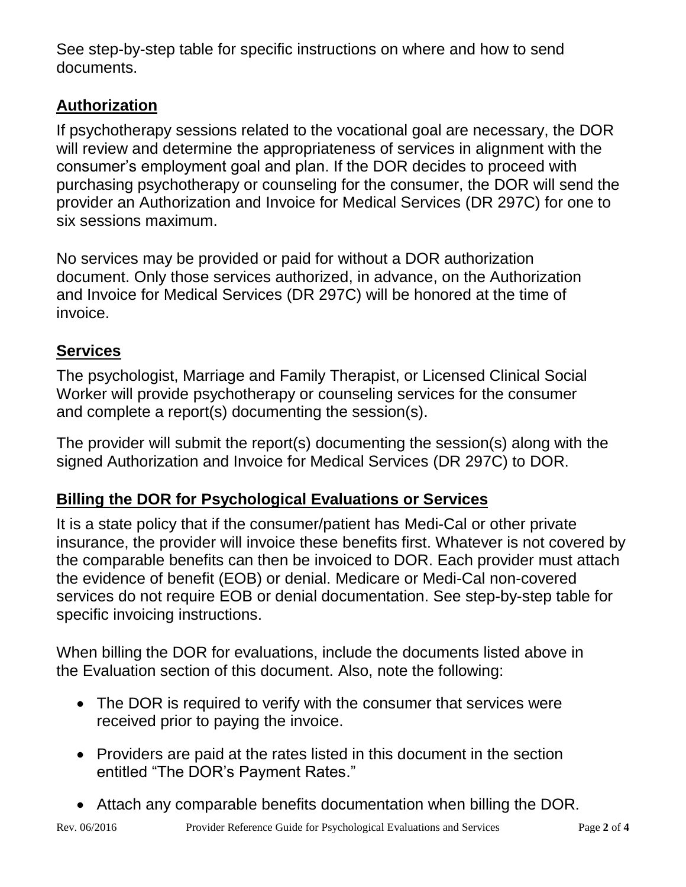See step-by-step table for specific instructions on where and how to send documents.

## Authorization

If psychotherapy sessions related to the vocational goal are necessary, the DOR will review and determine the appropriateness of services in alignment with the consumer's employment goal and plan. If the DOR decides to proceed with purchasing psychotherapy or counseling for the consumer, the DOR will send the provider an Authorization and Invoice for Medical Services (DR 297C) for one to six sessions maximum.

No services may be provided or paid for without a DOR authorization document. Only those services authorized, in advance, on the Authorization and Invoice for Medical Services (DR 297C) will be honored at the time of invoice.

## Services

The psychologist, Marriage and Family Therapist, or Licensed Clinical Social Worker will provide psychotherapy or counseling services for the consumer and complete a report(s) documenting the session(s).

The provider will submit the report(s) documenting the session(s) along with the signed Authorization and Invoice for Medical Services (DR 297C) to DOR.

## Billing the DOR for Psychological Evaluations or Services

It is a state policy that if the consumer/patient has Medi-Cal or other private insurance, the provider will invoice these benefits first. Whatever is not covered by the comparable benefits can then be invoiced to DOR. Each provider must attach the evidence of benefit (EOB) or denial. Medicare or Medi-Cal non-covered services do not require EOB or denial documentation. See step-by-step table for specific invoicing instructions.

When billing the DOR for evaluations, include the documents listed above in the Evaluation section of this document. Also, note the following:

- The DOR is required to verify with the consumer that services were received prior to paying the invoice.
- Providers are paid at the rates listed in this document in the section entitled "The DOR's Payment Rates."
- Attach any comparable benefits documentation when billing the DOR.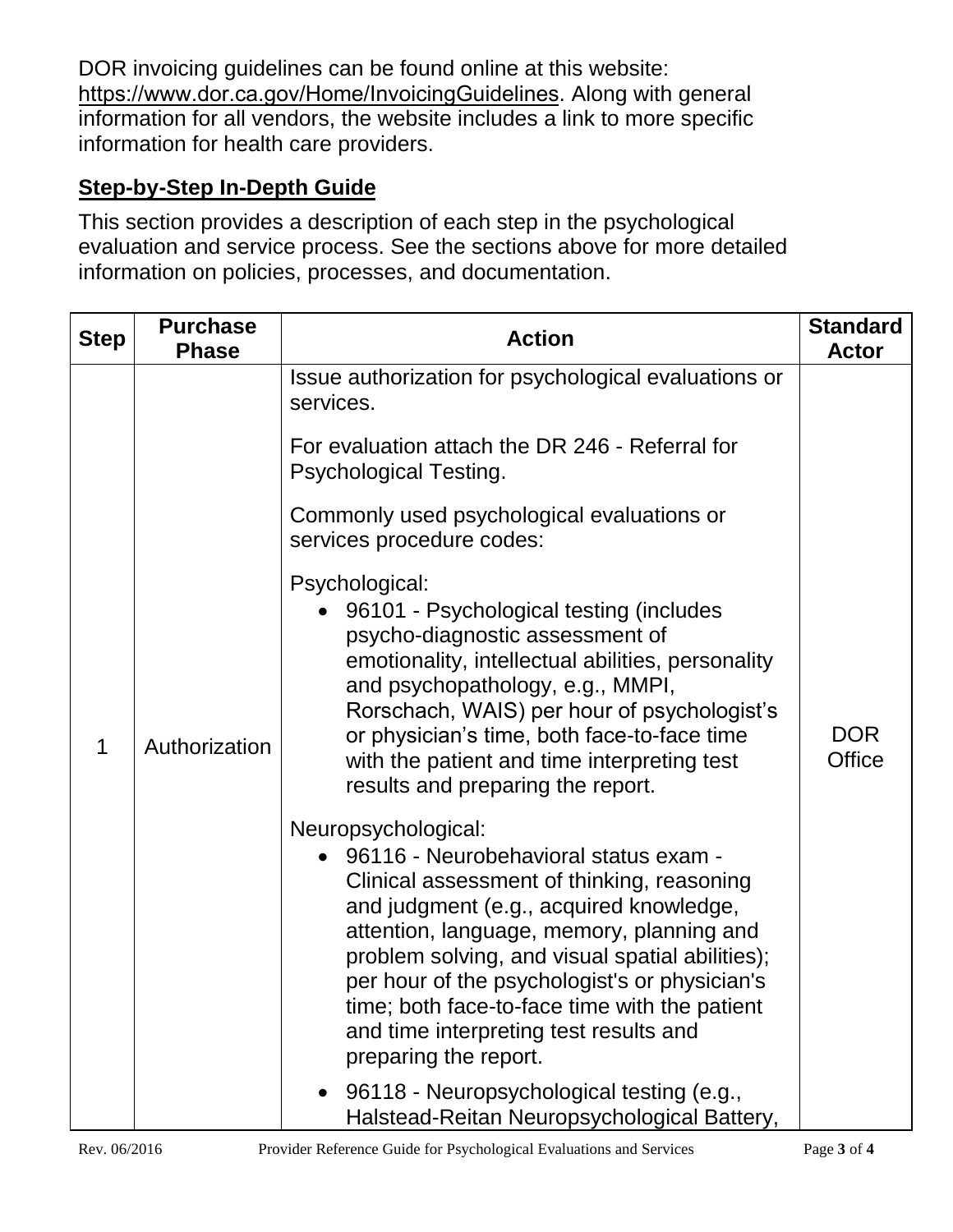DOR invoicing guidelines can be found online at this website: https://www.dor.ca.gov/Home/InvoicingGuidelines. Along with general information for all vendors, the website includes a link to more specific information for health care providers.

## Step-by-Step In-Depth Guide

This section provides a description of each step in the psychological evaluation and service process. See the sections above for more detailed information on policies, processes, and documentation.

| Step | Purchase Phase | Action | Standard Actor |
|---|---|---|---|
| 1 | Authorization | Issue authorization for psychological evaluations or services.<br><br>For evaluation attach the DR 246 - Referral for Psychological Testing.<br><br>Commonly used psychological evaluations or services procedure codes:<br><br>Psychological:<br>• 96101 - Psychological testing (includes psycho-diagnostic assessment of emotionality, intellectual abilities, personality and psychopathology, e.g., MMPI, Rorschach, WAIS) per hour of psychologist's or physician's time, both face-to-face time with the patient and time interpreting test results and preparing the report.<br><br>Neuropsychological:<br>• 96116 - Neurobehavioral status exam - Clinical assessment of thinking, reasoning and judgment (e.g., acquired knowledge, attention, language, memory, planning and problem solving, and visual spatial abilities); per hour of the psychologist's or physician's time; both face-to-face time with the patient and time interpreting test results and preparing the report.<br>• 96118 - Neuropsychological testing (e.g., Halstead-Reitan Neuropsychological Battery, | DOR Office |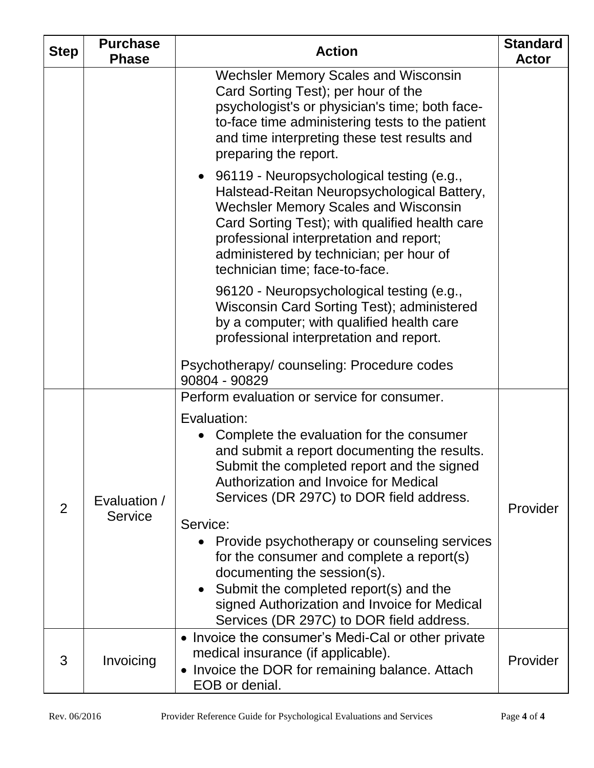| Step | Purchase Phase | Action | Standard Actor |
|---|---|---|---|
| | | Wechsler Memory Scales and Wisconsin Card Sorting Test); per hour of the psychologist's or physician's time; both face-to-face time administering tests to the patient and time interpreting these test results and preparing the report.<br>• 96119 - Neuropsychological testing (e.g., Halstead-Reitan Neuropsychological Battery, Wechsler Memory Scales and Wisconsin Card Sorting Test); with qualified health care professional interpretation and report; administered by technician; per hour of technician time; face-to-face.<br>96120 - Neuropsychological testing (e.g., Wisconsin Card Sorting Test); administered by a computer; with qualified health care professional interpretation and report.<br>Psychotherapy/ counseling: Procedure codes 90804 - 90829 | |
| 2 | Evaluation / Service | Perform evaluation or service for consumer.<br>Evaluation:<br>• Complete the evaluation for the consumer and submit a report documenting the results. Submit the completed report and the signed Authorization and Invoice for Medical Services (DR 297C) to DOR field address.<br>Service:<br>• Provide psychotherapy or counseling services for the consumer and complete a report(s) documenting the session(s).<br>• Submit the completed report(s) and the signed Authorization and Invoice for Medical Services (DR 297C) to DOR field address. | Provider |
| 3 | Invoicing | • Invoice the consumer's Medi-Cal or other private medical insurance (if applicable).<br>• Invoice the DOR for remaining balance. Attach EOB or denial. | Provider |